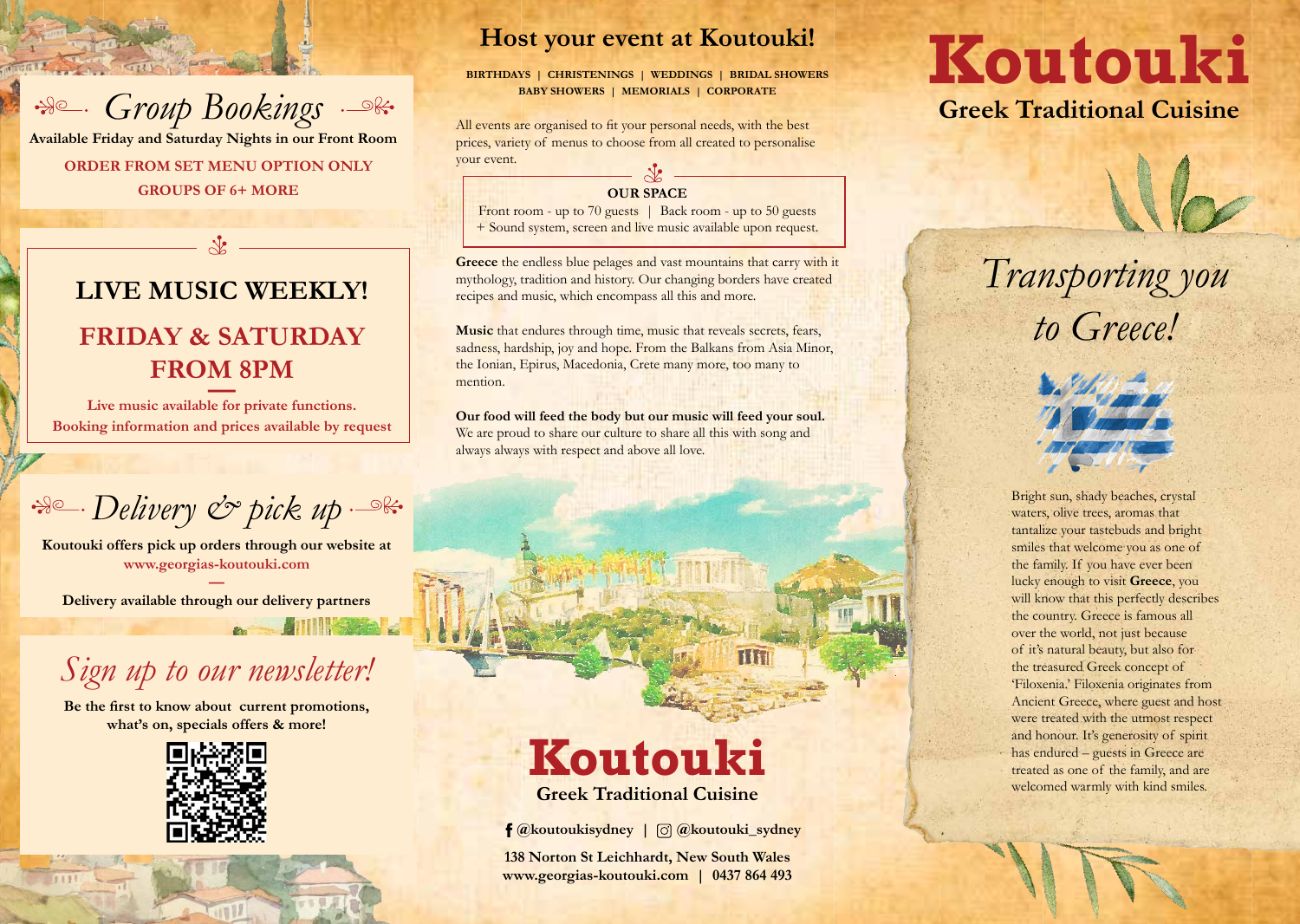## Group Bookings

**Available Friday and Saturday Nights in our Front Room**

**ORDER FROM SET MENU OPTION ONLY**

**GROUPS OF 6+ MORE**

## LIVE MUSIC WEEKLY!

## FRIDAY & SATURDAY FROM 8PM

**Live music available for private functions.**
**Booking information and prices available by request**

## Delivery & pick up

**Koutouki offers pick up orders through our website at**
**www.georgias-koutouki.com**

**Delivery available through our delivery partners**

## Sign up to our newsletter!

**Be the first to know about current promotions, what's on, specials offers & more!**

## Host your event at Koutouki!

**BIRTHDAYS | CHRISTENINGS | WEDDINGS | BRIDAL SHOWERS**
**BABY SHOWERS | MEMORIALS | CORPORATE**

All events are organised to fit your personal needs, with the best prices, variety of menus to choose from all created to personalise your event.

**OUR SPACE**

Front room - up to 70 guests | Back room - up to 50 guests
+ Sound system, screen and live music available upon request.

**Greece** the endless blue pelages and vast mountains that carry with it mythology, tradition and history. Our changing borders have created recipes and music, which encompass all this and more.

**Music** that endures through time, music that reveals secrets, fears, sadness, hardship, joy and hope. From the Balkans from Asia Minor, the Ionian, Epirus, Macedonia, Crete many more, too many to mention.

**Our food will feed the body but our music will feed your soul.** We are proud to share our culture to share all this with song and always always with respect and above all love.

# Koutouki

### Greek Traditional Cuisine

**@koutoukisydney | @koutouki_sydney**

**138 Norton St Leichhardt, New South Wales**
**www.georgias-koutouki.com | 0437 864 493**

# Koutouki

### Greek Traditional Cuisine

## Transporting you to Greece!

Bright sun, shady beaches, crystal waters, olive trees, aromas that tantalize your tastebuds and bright smiles that welcome you as one of the family. If you have ever been lucky enough to visit **Greece**, you will know that this perfectly describes the country. Greece is famous all over the world, not just because of it's natural beauty, but also for the treasured Greek concept of 'Filoxenia.' Filoxenia originates from Ancient Greece, where guest and host were treated with the utmost respect and honour. It's generosity of spirit has endured – guests in Greece are treated as one of the family, and are welcomed warmly with kind smiles.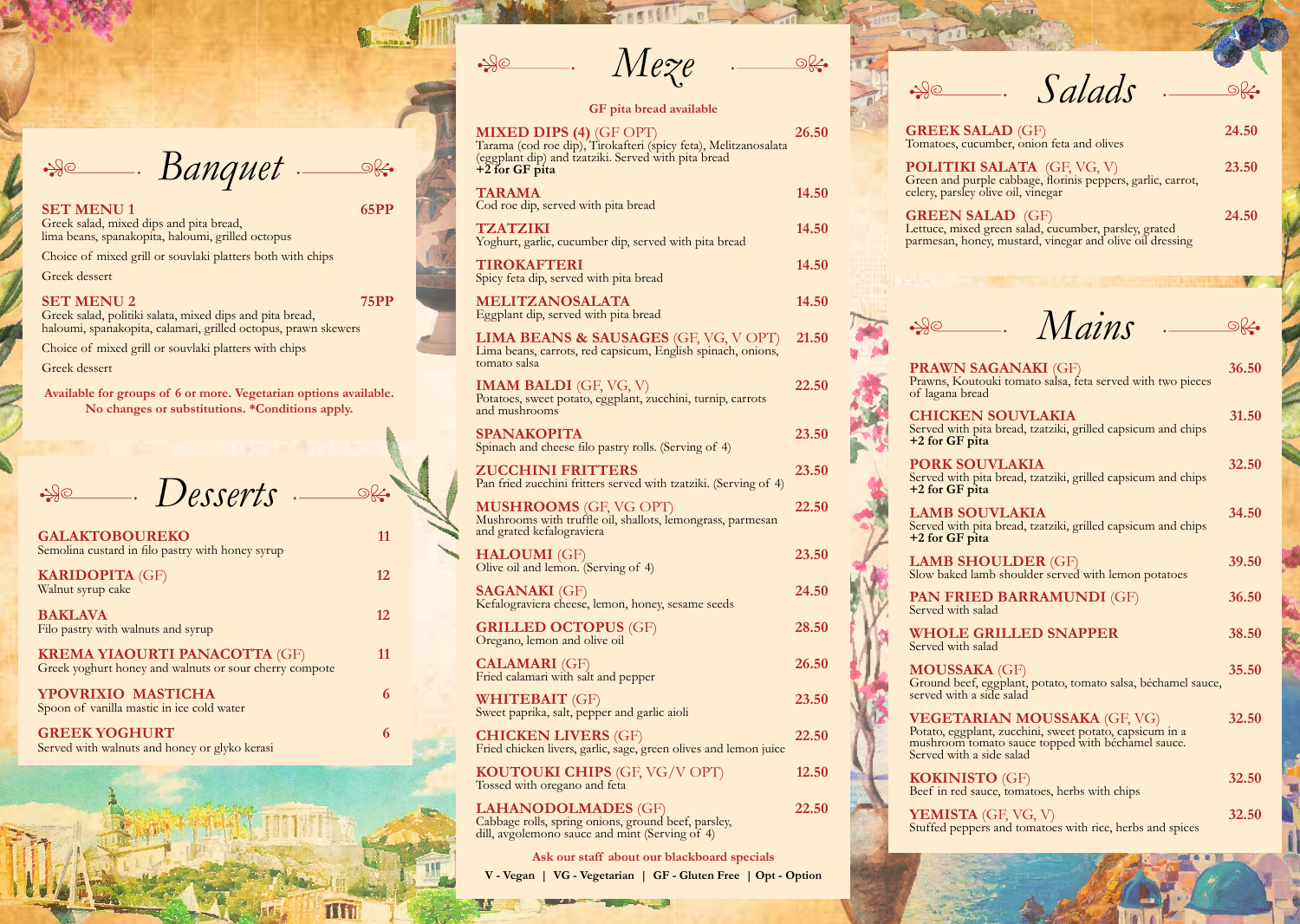## Banquet

**SET MENU 1** — **65PP**
Greek salad, mixed dips and pita bread, lima beans, spanakopita, haloumi, grilled octopus

Choice of mixed grill or souvlaki platters both with chips

Greek dessert

**SET MENU 2** — **75PP**
Greek salad, politiki salata, mixed dips and pita bread, haloumi, spanakopita, calamari, grilled octopus, prawn skewers

Choice of mixed grill or souvlaki platters with chips

Greek dessert

**Available for groups of 6 or more. Vegetarian options available. No changes or substitutions. *Conditions apply.**

## Desserts

**GALAKTOBOUREKO** — **11**
Semolina custard in filo pastry with honey syrup

**KARIDOPITA** (GF) — **12**
Walnut syrup cake

**BAKLAVA** — **12**
Filo pastry with walnuts and syrup

**KREMA YIAOURTI PANACOTTA** (GF) — **11**
Greek yoghurt honey and walnuts or sour cherry compote

**YPOVRIXIO MASTICHA** — **6**
Spoon of vanilla mastic in ice cold water

**GREEK YOGHURT** — **6**
Served with walnuts and honey or glyko kerasi

## Meze

**GF pita bread available**

**MIXED DIPS (4)** (GF OPT) — **26.50**
Tarama (cod roe dip), Tirokafteri (spicy feta), Melitzanosalata (eggplant dip) and tzatziki. Served with pita bread
**+2 for GF pita**

**TARAMA** — **14.50**
Cod roe dip, served with pita bread

**TZATZIKI** — **14.50**
Yoghurt, garlic, cucumber dip, served with pita bread

**TIROKAFTERI** — **14.50**
Spicy feta dip, served with pita bread

**MELITZANOSALATA** — **14.50**
Eggplant dip, served with pita bread

**LIMA BEANS & SAUSAGES** (GF, VG, V OPT) — **21.50**
Lima beans, carrots, red capsicum, English spinach, onions, tomato salsa

**IMAM BALDI** (GF, VG, V) — **22.50**
Potatoes, sweet potato, eggplant, zucchini, turnip, carrots and mushrooms

**SPANAKOPITA** — **23.50**
Spinach and cheese filo pastry rolls. (Serving of 4)

**ZUCCHINI FRITTERS** — **23.50**
Pan fried zucchini fritters served with tzatziki. (Serving of 4)

**MUSHROOMS** (GF, VG OPT) — **22.50**
Mushrooms with truffle oil, shallots, lemongrass, parmesan and grated kefalograviera

**HALOUMI** (GF) — **23.50**
Olive oil and lemon. (Serving of 4)

**SAGANAKI** (GF) — **24.50**
Kefalograviera cheese, lemon, honey, sesame seeds

**GRILLED OCTOPUS** (GF) — **28.50**
Oregano, lemon and olive oil

**CALAMARI** (GF) — **26.50**
Fried calamari with salt and pepper

**WHITEBAIT** (GF) — **23.50**
Sweet paprika, salt, pepper and garlic aioli

**CHICKEN LIVERS** (GF) — **22.50**
Fried chicken livers, garlic, sage, green olives and lemon juice

**KOUTOUKI CHIPS** (GF, VG/V OPT) — **12.50**
Tossed with oregano and feta

**LAHANODOLMADES** (GF) — **22.50**
Cabbage rolls, spring onions, ground beef, parsley, dill, avgolemono sauce and mint (Serving of 4)

**Ask our staff about our blackboard specials**

**V - Vegan | VG - Vegetarian | GF - Gluten Free | Opt - Option**

## Salads

**GREEK SALAD** (GF) — **24.50**
Tomatoes, cucumber, onion feta and olives

**POLITIKI SALATA** (GF, VG, V) — **23.50**
Green and purple cabbage, florinis peppers, garlic, carrot, celery, parsley olive oil, vinegar

**GREEN SALAD** (GF) — **24.50**
Lettuce, mixed green salad, cucumber, parsley, grated parmesan, honey, mustard, vinegar and olive oil dressing

## Mains

**PRAWN SAGANAKI** (GF) — **36.50**
Prawns, Koutouki tomato salsa, feta served with two pieces of lagana bread

**CHICKEN SOUVLAKIA** — **31.50**
Served with pita bread, tzatziki, grilled capsicum and chips
**+2 for GF pita**

**PORK SOUVLAKIA** — **32.50**
Served with pita bread, tzatziki, grilled capsicum and chips
**+2 for GF pita**

**LAMB SOUVLAKIA** — **34.50**
Served with pita bread, tzatziki, grilled capsicum and chips
**+2 for GF pita**

**LAMB SHOULDER** (GF) — **39.50**
Slow baked lamb shoulder served with lemon potatoes

**PAN FRIED BARRAMUNDI** (GF) — **36.50**
Served with salad

**WHOLE GRILLED SNAPPER** — **38.50**
Served with salad

**MOUSSAKA** (GF) — **35.50**
Ground beef, eggplant, potato, tomato salsa, béchamel sauce, served with a side salad

**VEGETARIAN MOUSSAKA** (GF, VG) — **32.50**
Potato, eggplant, zucchini, sweet potato, capsicum in a mushroom tomato sauce topped with béchamel sauce. Served with a side salad

**KOKINISTO** (GF) — **32.50**
Beef in red sauce, tomatoes, herbs with chips

**YEMISTA** (GF, VG, V) — **32.50**
Stuffed peppers and tomatoes with rice, herbs and spices